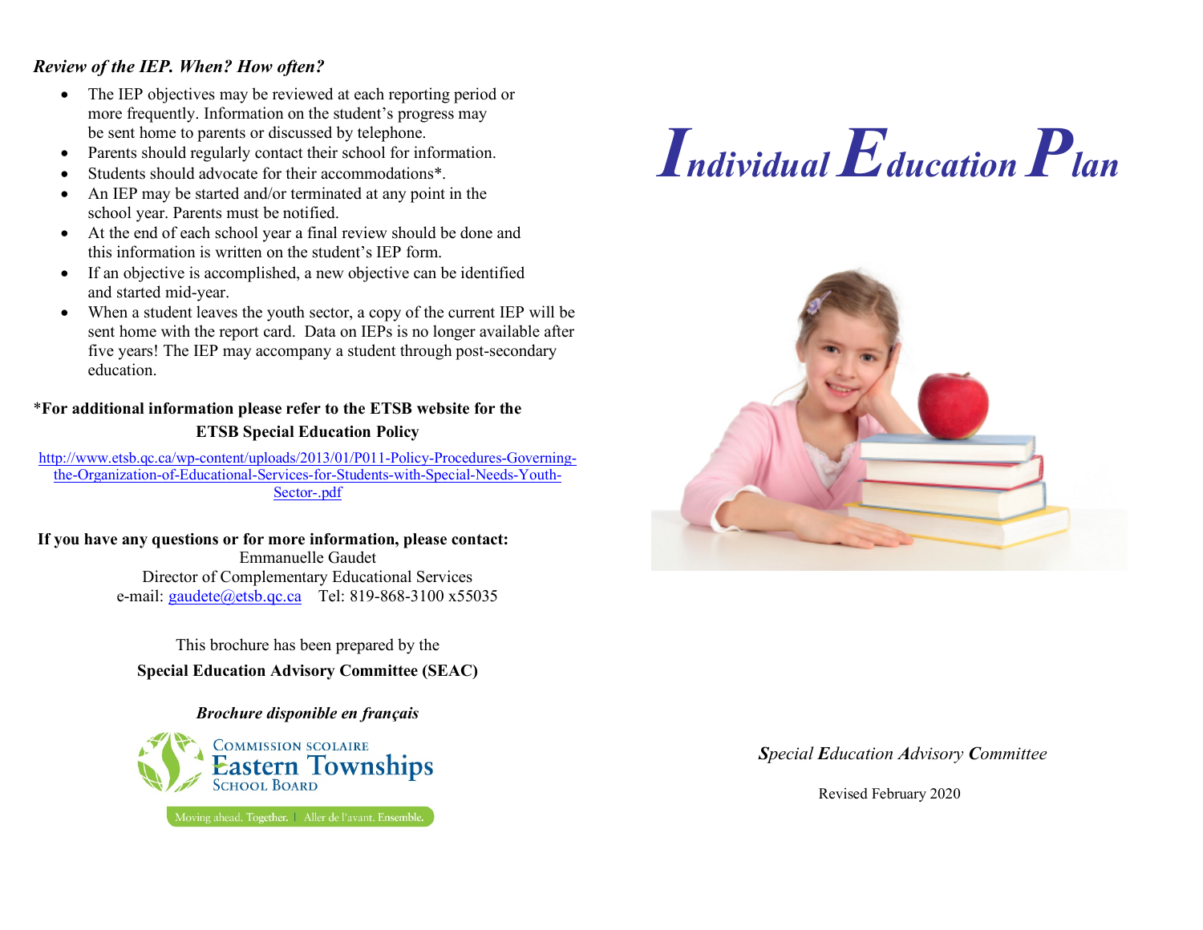### *Review of the IEP. When? How often?*

- The IEP objectives may be reviewed at each reporting period or more frequently. Information on the student's progress may be sent home to parents or discussed by telephone.
- Parents should regularly contact their school for information.
- Students should advocate for their accommodations*.
- An IEP may be started and/or terminated at any point in the school year. Parents must be notified.
- At the end of each school year a final review should be done and this information is written on the student's IEP form.
- If an objective is accomplished, a new objective can be identified and started mid-year.
- When a student leaves the youth sector, a copy of the current IEP will be sent home with the report card. Data on IEPs is no longer available after five years! The IEP may accompany a student through post-secondary education.

*For additional information please refer to the ETSB website for the **ETSB Special Education Policy**

http://www.etsb.qc.ca/wp-content/uploads/2013/01/P011-Policy-Procedures-Governing-the-Organization-of-Educational-Services-for-Students-with-Special-Needs-Youth-Sector-.pdf

**If you have any questions or for more information, please contact:**

Emmanuelle Gaudet
Director of Complementary Educational Services
e-mail: gaudete@etsb.qc.ca Tel: 819-868-3100 x55035

This brochure has been prepared by the
**Special Education Advisory Committee (SEAC)**

***Brochure disponible en français***

Commission scolaire Eastern Townships School Board

Moving ahead. Together. | Aller de l'avant. Ensemble.

# *Individual Education Plan*

*Special Education Advisory Committee*

Revised February 2020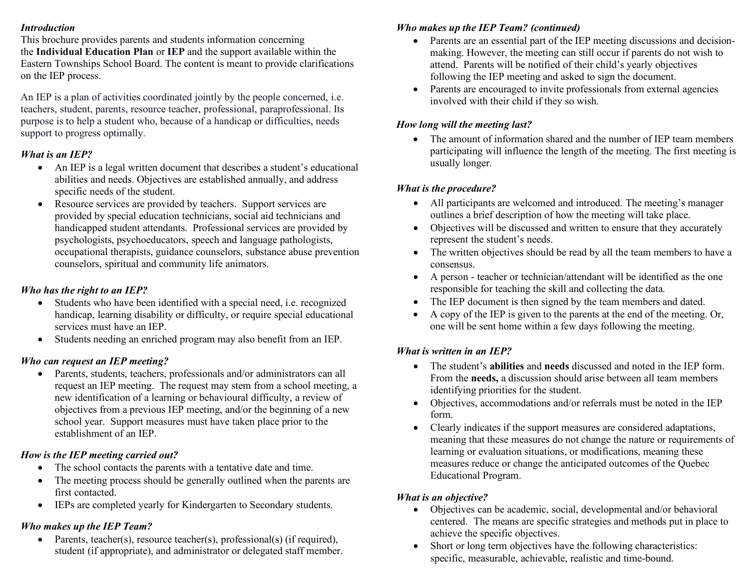### *Introduction*

This brochure provides parents and students information concerning the **Individual Education Plan** or **IEP** and the support available within the Eastern Townships School Board. The content is meant to provide clarifications on the IEP process.

An IEP is a plan of activities coordinated jointly by the people concerned, i.e. teachers, student, parents, resource teacher, professional, paraprofessional. Its purpose is to help a student who, because of a handicap or difficulties, needs support to progress optimally.

### *What is an IEP?*

- An IEP is a legal written document that describes a student's educational abilities and needs. Objectives are established annually, and address specific needs of the student.
- Resource services are provided by teachers. Support services are provided by special education technicians, social aid technicians and handicapped student attendants. Professional services are provided by psychologists, psychoeducators, speech and language pathologists, occupational therapists, guidance counselors, substance abuse prevention counselors, spiritual and community life animators.

### *Who has the right to an IEP?*

- Students who have been identified with a special need, i.e. recognized handicap, learning disability or difficulty, or require special educational services must have an IEP.
- Students needing an enriched program may also benefit from an IEP.

### *Who can request an IEP meeting?*

- Parents, students, teachers, professionals and/or administrators can all request an IEP meeting. The request may stem from a school meeting, a new identification of a learning or behavioural difficulty, a review of objectives from a previous IEP meeting, and/or the beginning of a new school year. Support measures must have taken place prior to the establishment of an IEP.

### *How is the IEP meeting carried out?*

- The school contacts the parents with a tentative date and time.
- The meeting process should be generally outlined when the parents are first contacted.
- IEPs are completed yearly for Kindergarten to Secondary students.

### *Who makes up the IEP Team?*

- Parents, teacher(s), resource teacher(s), professional(s) (if required), student (if appropriate), and administrator or delegated staff member.

### *Who makes up the IEP Team? (continued)*

- Parents are an essential part of the IEP meeting discussions and decision-making. However, the meeting can still occur if parents do not wish to attend. Parents will be notified of their child's yearly objectives following the IEP meeting and asked to sign the document.
- Parents are encouraged to invite professionals from external agencies involved with their child if they so wish.

### *How long will the meeting last?*

- The amount of information shared and the number of IEP team members participating will influence the length of the meeting. The first meeting is usually longer.

### *What is the procedure?*

- All participants are welcomed and introduced. The meeting's manager outlines a brief description of how the meeting will take place.
- Objectives will be discussed and written to ensure that they accurately represent the student's needs.
- The written objectives should be read by all the team members to have a consensus.
- A person - teacher or technician/attendant will be identified as the one responsible for teaching the skill and collecting the data.
- The IEP document is then signed by the team members and dated.
- A copy of the IEP is given to the parents at the end of the meeting. Or, one will be sent home within a few days following the meeting.

### *What is written in an IEP?*

- The student's **abilities** and **needs** discussed and noted in the IEP form. From the **needs,** a discussion should arise between all team members identifying priorities for the student.
- Objectives, accommodations and/or referrals must be noted in the IEP form.
- Clearly indicates if the support measures are considered adaptations, meaning that these measures do not change the nature or requirements of learning or evaluation situations, or modifications, meaning these measures reduce or change the anticipated outcomes of the Quebec Educational Program.

### *What is an objective?*

- Objectives can be academic, social, developmental and/or behavioral centered. The means are specific strategies and methods put in place to achieve the specific objectives.
- Short or long term objectives have the following characteristics: specific, measurable, achievable, realistic and time-bound.